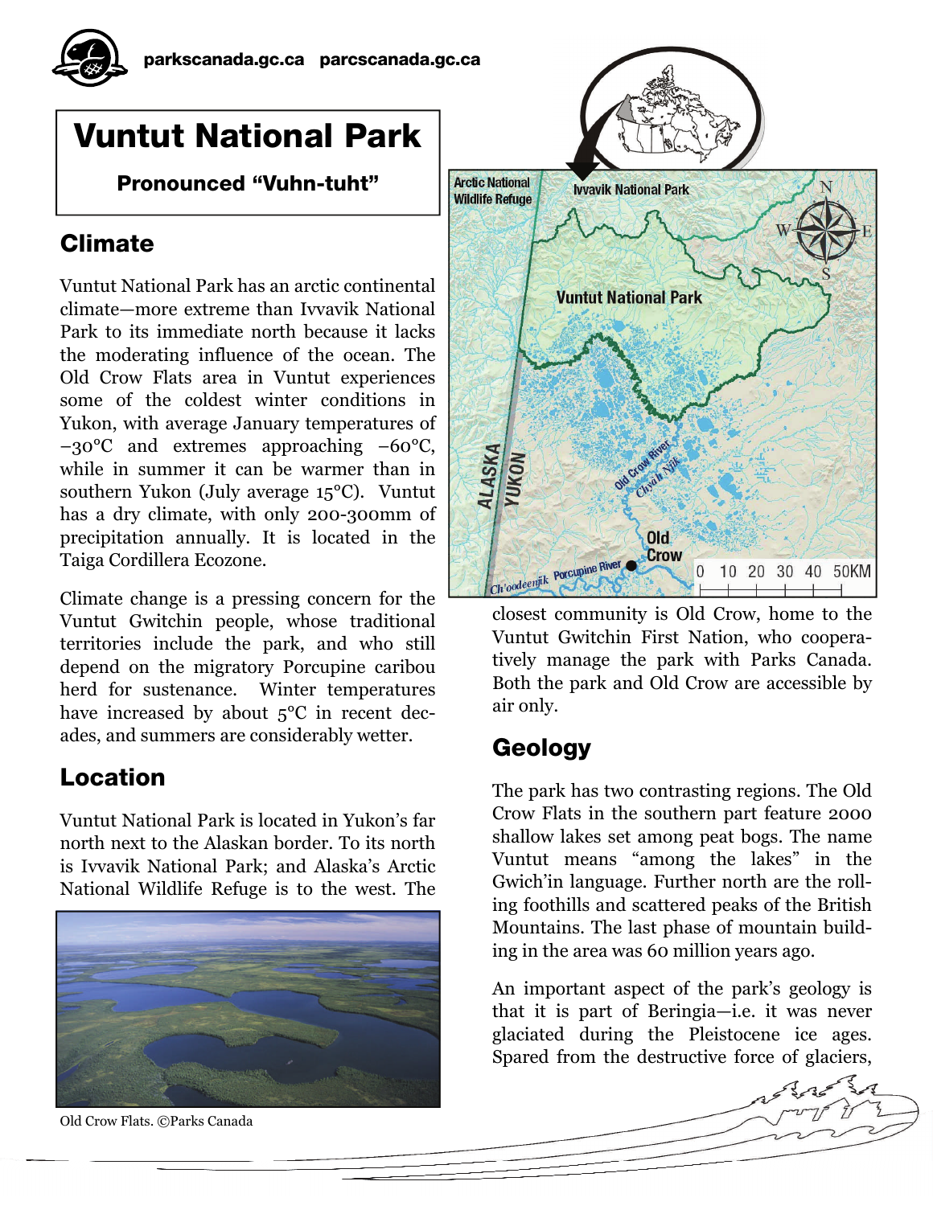# Vuntut National Park

**Pronounced "Vuhn-tuht"**

## Climate

Vuntut National Park has an arctic continental climate—more extreme than Ivvavik National Park to its immediate north because it lacks the moderating influence of the ocean. The Old Crow Flats area in Vuntut experiences some of the coldest winter conditions in Yukon, with average January temperatures of −30°C and extremes approaching −60°C, while in summer it can be warmer than in southern Yukon (July average 15°C). Vuntut has a dry climate, with only 200-300mm of precipitation annually. It is located in the Taiga Cordillera Ecozone.

Climate change is a pressing concern for the Vuntut Gwitchin people, whose traditional territories include the park, and who still depend on the migratory Porcupine caribou herd for sustenance. Winter temperatures have increased by about 5°C in recent decades, and summers are considerably wetter.

## Location

Vuntut National Park is located in Yukon's far north next to the Alaskan border. To its north is Ivvavik National Park; and Alaska's Arctic National Wildlife Refuge is to the west. The closest community is Old Crow, home to the Vuntut Gwitchin First Nation, who cooperatively manage the park with Parks Canada. Both the park and Old Crow are accessible by air only.

Old Crow Flats. ©Parks Canada

## Geology

The park has two contrasting regions. The Old Crow Flats in the southern part feature 2000 shallow lakes set among peat bogs. The name Vuntut means "among the lakes" in the Gwich'in language. Further north are the rolling foothills and scattered peaks of the British Mountains. The last phase of mountain building in the area was 60 million years ago.

An important aspect of the park's geology is that it is part of Beringia—i.e. it was never glaciated during the Pleistocene ice ages. Spared from the destructive force of glaciers,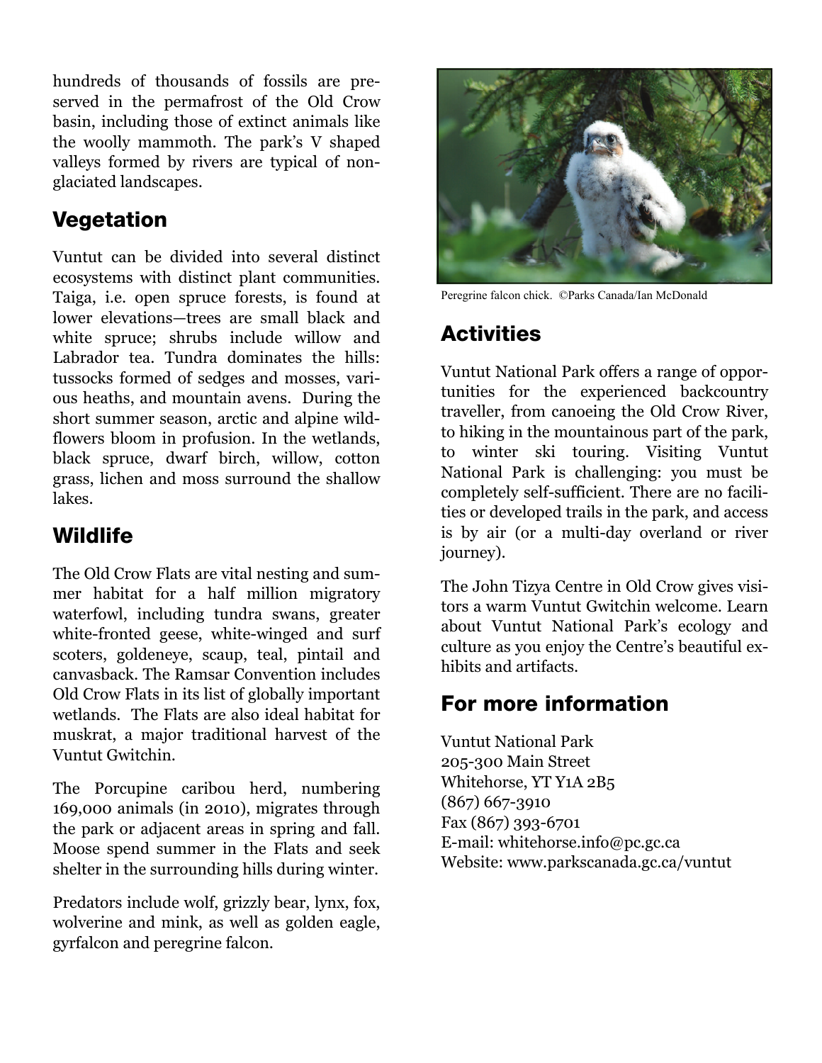hundreds of thousands of fossils are preserved in the permafrost of the Old Crow basin, including those of extinct animals like the woolly mammoth. The park's V shaped valleys formed by rivers are typical of non-glaciated landscapes.

## Vegetation

Vuntut can be divided into several distinct ecosystems with distinct plant communities. Taiga, i.e. open spruce forests, is found at lower elevations—trees are small black and white spruce; shrubs include willow and Labrador tea. Tundra dominates the hills: tussocks formed of sedges and mosses, various heaths, and mountain avens. During the short summer season, arctic and alpine wildflowers bloom in profusion. In the wetlands, black spruce, dwarf birch, willow, cotton grass, lichen and moss surround the shallow lakes.

## Wildlife

The Old Crow Flats are vital nesting and summer habitat for a half million migratory waterfowl, including tundra swans, greater white-fronted geese, white-winged and surf scoters, goldeneye, scaup, teal, pintail and canvasback. The Ramsar Convention includes Old Crow Flats in its list of globally important wetlands. The Flats are also ideal habitat for muskrat, a major traditional harvest of the Vuntut Gwitchin.

The Porcupine caribou herd, numbering 169,000 animals (in 2010), migrates through the park or adjacent areas in spring and fall. Moose spend summer in the Flats and seek shelter in the surrounding hills during winter.

Predators include wolf, grizzly bear, lynx, fox, wolverine and mink, as well as golden eagle, gyrfalcon and peregrine falcon.

Peregrine falcon chick. ©Parks Canada/Ian McDonald

## Activities

Vuntut National Park offers a range of opportunities for the experienced backcountry traveller, from canoeing the Old Crow River, to hiking in the mountainous part of the park, to winter ski touring. Visiting Vuntut National Park is challenging: you must be completely self-sufficient. There are no facilities or developed trails in the park, and access is by air (or a multi-day overland or river journey).

The John Tizya Centre in Old Crow gives visitors a warm Vuntut Gwitchin welcome. Learn about Vuntut National Park's ecology and culture as you enjoy the Centre's beautiful exhibits and artifacts.

## For more information

Vuntut National Park  
205-300 Main Street  
Whitehorse, YT Y1A 2B5  
(867) 667-3910  
Fax (867) 393-6701  
E-mail: whitehorse.info@pc.gc.ca  
Website: www.parkscanada.gc.ca/vuntut